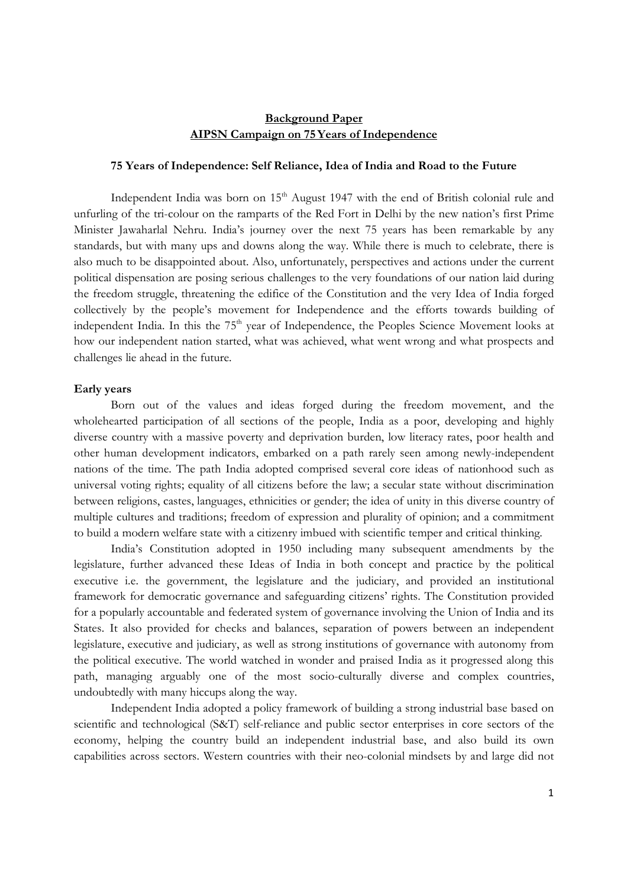**Background Paper**
**AIPSN Campaign on 75 Years of Independence**

**75 Years of Independence: Self Reliance, Idea of India and Road to the Future**

Independent India was born on 15th August 1947 with the end of British colonial rule and unfurling of the tri-colour on the ramparts of the Red Fort in Delhi by the new nation's first Prime Minister Jawaharlal Nehru. India's journey over the next 75 years has been remarkable by any standards, but with many ups and downs along the way. While there is much to celebrate, there is also much to be disappointed about. Also, unfortunately, perspectives and actions under the current political dispensation are posing serious challenges to the very foundations of our nation laid during the freedom struggle, threatening the edifice of the Constitution and the very Idea of India forged collectively by the people's movement for Independence and the efforts towards building of independent India. In this the 75th year of Independence, the Peoples Science Movement looks at how our independent nation started, what was achieved, what went wrong and what prospects and challenges lie ahead in the future.

**Early years**

Born out of the values and ideas forged during the freedom movement, and the wholehearted participation of all sections of the people, India as a poor, developing and highly diverse country with a massive poverty and deprivation burden, low literacy rates, poor health and other human development indicators, embarked on a path rarely seen among newly-independent nations of the time. The path India adopted comprised several core ideas of nationhood such as universal voting rights; equality of all citizens before the law; a secular state without discrimination between religions, castes, languages, ethnicities or gender; the idea of unity in this diverse country of multiple cultures and traditions; freedom of expression and plurality of opinion; and a commitment to build a modern welfare state with a citizenry imbued with scientific temper and critical thinking.

India's Constitution adopted in 1950 including many subsequent amendments by the legislature, further advanced these Ideas of India in both concept and practice by the political executive i.e. the government, the legislature and the judiciary, and provided an institutional framework for democratic governance and safeguarding citizens' rights. The Constitution provided for a popularly accountable and federated system of governance involving the Union of India and its States. It also provided for checks and balances, separation of powers between an independent legislature, executive and judiciary, as well as strong institutions of governance with autonomy from the political executive. The world watched in wonder and praised India as it progressed along this path, managing arguably one of the most socio-culturally diverse and complex countries, undoubtedly with many hiccups along the way.

Independent India adopted a policy framework of building a strong industrial base based on scientific and technological (S&T) self-reliance and public sector enterprises in core sectors of the economy, helping the country build an independent industrial base, and also build its own capabilities across sectors. Western countries with their neo-colonial mindsets by and large did not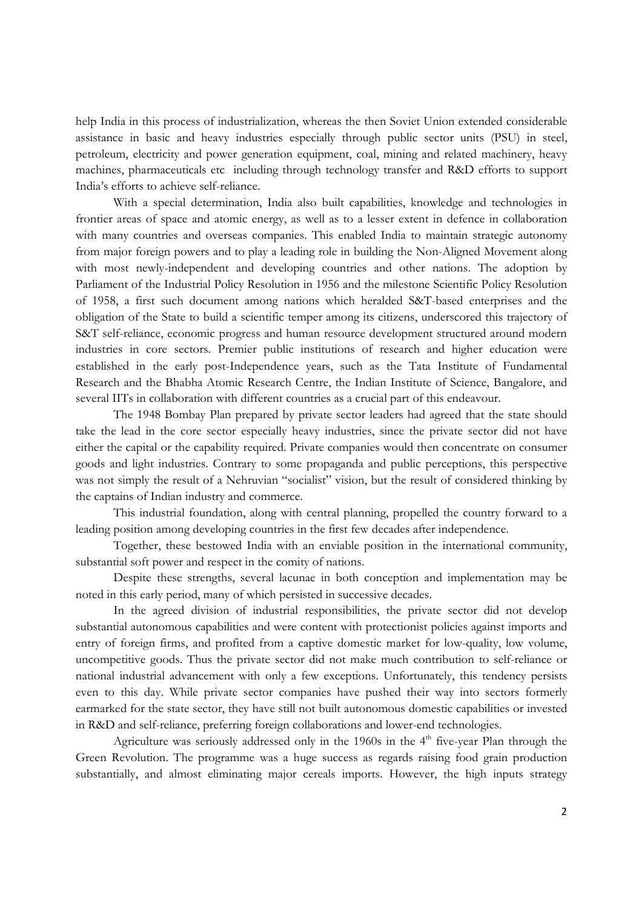help India in this process of industrialization, whereas the then Soviet Union extended considerable assistance in basic and heavy industries especially through public sector units (PSU) in steel, petroleum, electricity and power generation equipment, coal, mining and related machinery, heavy machines, pharmaceuticals etc including through technology transfer and R&D efforts to support India's efforts to achieve self-reliance.

With a special determination, India also built capabilities, knowledge and technologies in frontier areas of space and atomic energy, as well as to a lesser extent in defence in collaboration with many countries and overseas companies. This enabled India to maintain strategic autonomy from major foreign powers and to play a leading role in building the Non-Aligned Movement along with most newly-independent and developing countries and other nations. The adoption by Parliament of the Industrial Policy Resolution in 1956 and the milestone Scientific Policy Resolution of 1958, a first such document among nations which heralded S&T-based enterprises and the obligation of the State to build a scientific temper among its citizens, underscored this trajectory of S&T self-reliance, economic progress and human resource development structured around modern industries in core sectors. Premier public institutions of research and higher education were established in the early post-Independence years, such as the Tata Institute of Fundamental Research and the Bhabha Atomic Research Centre, the Indian Institute of Science, Bangalore, and several IITs in collaboration with different countries as a crucial part of this endeavour.

The 1948 Bombay Plan prepared by private sector leaders had agreed that the state should take the lead in the core sector especially heavy industries, since the private sector did not have either the capital or the capability required. Private companies would then concentrate on consumer goods and light industries. Contrary to some propaganda and public perceptions, this perspective was not simply the result of a Nehruvian "socialist" vision, but the result of considered thinking by the captains of Indian industry and commerce.

This industrial foundation, along with central planning, propelled the country forward to a leading position among developing countries in the first few decades after independence.

Together, these bestowed India with an enviable position in the international community, substantial soft power and respect in the comity of nations.

Despite these strengths, several lacunae in both conception and implementation may be noted in this early period, many of which persisted in successive decades.

In the agreed division of industrial responsibilities, the private sector did not develop substantial autonomous capabilities and were content with protectionist policies against imports and entry of foreign firms, and profited from a captive domestic market for low-quality, low volume, uncompetitive goods. Thus the private sector did not make much contribution to self-reliance or national industrial advancement with only a few exceptions. Unfortunately, this tendency persists even to this day. While private sector companies have pushed their way into sectors formerly earmarked for the state sector, they have still not built autonomous domestic capabilities or invested in R&D and self-reliance, preferring foreign collaborations and lower-end technologies.

Agriculture was seriously addressed only in the 1960s in the 4th five-year Plan through the Green Revolution. The programme was a huge success as regards raising food grain production substantially, and almost eliminating major cereals imports. However, the high inputs strategy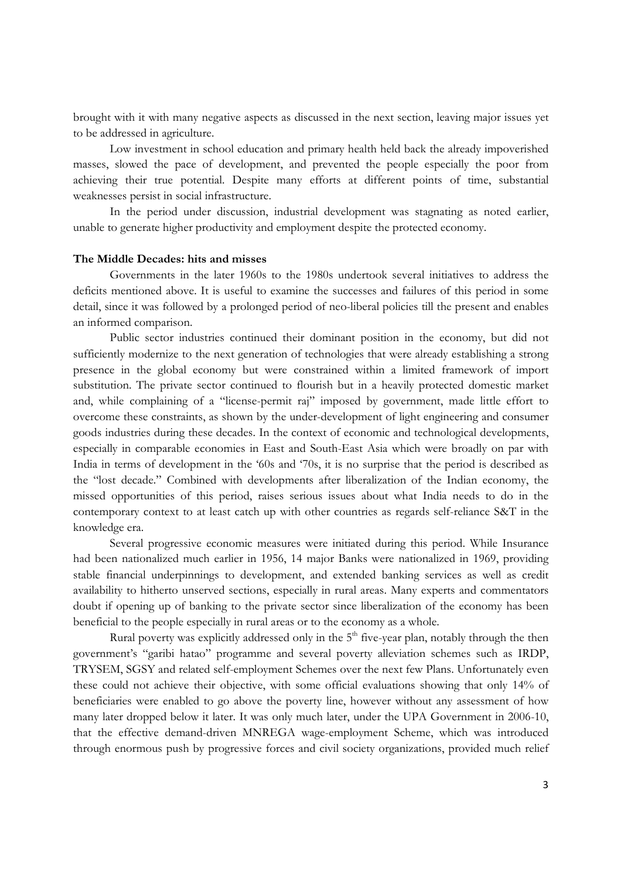brought with it with many negative aspects as discussed in the next section, leaving major issues yet to be addressed in agriculture.

Low investment in school education and primary health held back the already impoverished masses, slowed the pace of development, and prevented the people especially the poor from achieving their true potential. Despite many efforts at different points of time, substantial weaknesses persist in social infrastructure.

In the period under discussion, industrial development was stagnating as noted earlier, unable to generate higher productivity and employment despite the protected economy.

### The Middle Decades: hits and misses

Governments in the later 1960s to the 1980s undertook several initiatives to address the deficits mentioned above. It is useful to examine the successes and failures of this period in some detail, since it was followed by a prolonged period of neo-liberal policies till the present and enables an informed comparison.

Public sector industries continued their dominant position in the economy, but did not sufficiently modernize to the next generation of technologies that were already establishing a strong presence in the global economy but were constrained within a limited framework of import substitution. The private sector continued to flourish but in a heavily protected domestic market and, while complaining of a "license-permit raj" imposed by government, made little effort to overcome these constraints, as shown by the under-development of light engineering and consumer goods industries during these decades. In the context of economic and technological developments, especially in comparable economies in East and South-East Asia which were broadly on par with India in terms of development in the '60s and '70s, it is no surprise that the period is described as the "lost decade." Combined with developments after liberalization of the Indian economy, the missed opportunities of this period, raises serious issues about what India needs to do in the contemporary context to at least catch up with other countries as regards self-reliance S&T in the knowledge era.

Several progressive economic measures were initiated during this period. While Insurance had been nationalized much earlier in 1956, 14 major Banks were nationalized in 1969, providing stable financial underpinnings to development, and extended banking services as well as credit availability to hitherto unserved sections, especially in rural areas. Many experts and commentators doubt if opening up of banking to the private sector since liberalization of the economy has been beneficial to the people especially in rural areas or to the economy as a whole.

Rural poverty was explicitly addressed only in the 5th five-year plan, notably through the then government's "garibi hatao" programme and several poverty alleviation schemes such as IRDP, TRYSEM, SGSY and related self-employment Schemes over the next few Plans. Unfortunately even these could not achieve their objective, with some official evaluations showing that only 14% of beneficiaries were enabled to go above the poverty line, however without any assessment of how many later dropped below it later. It was only much later, under the UPA Government in 2006-10, that the effective demand-driven MNREGA wage-employment Scheme, which was introduced through enormous push by progressive forces and civil society organizations, provided much relief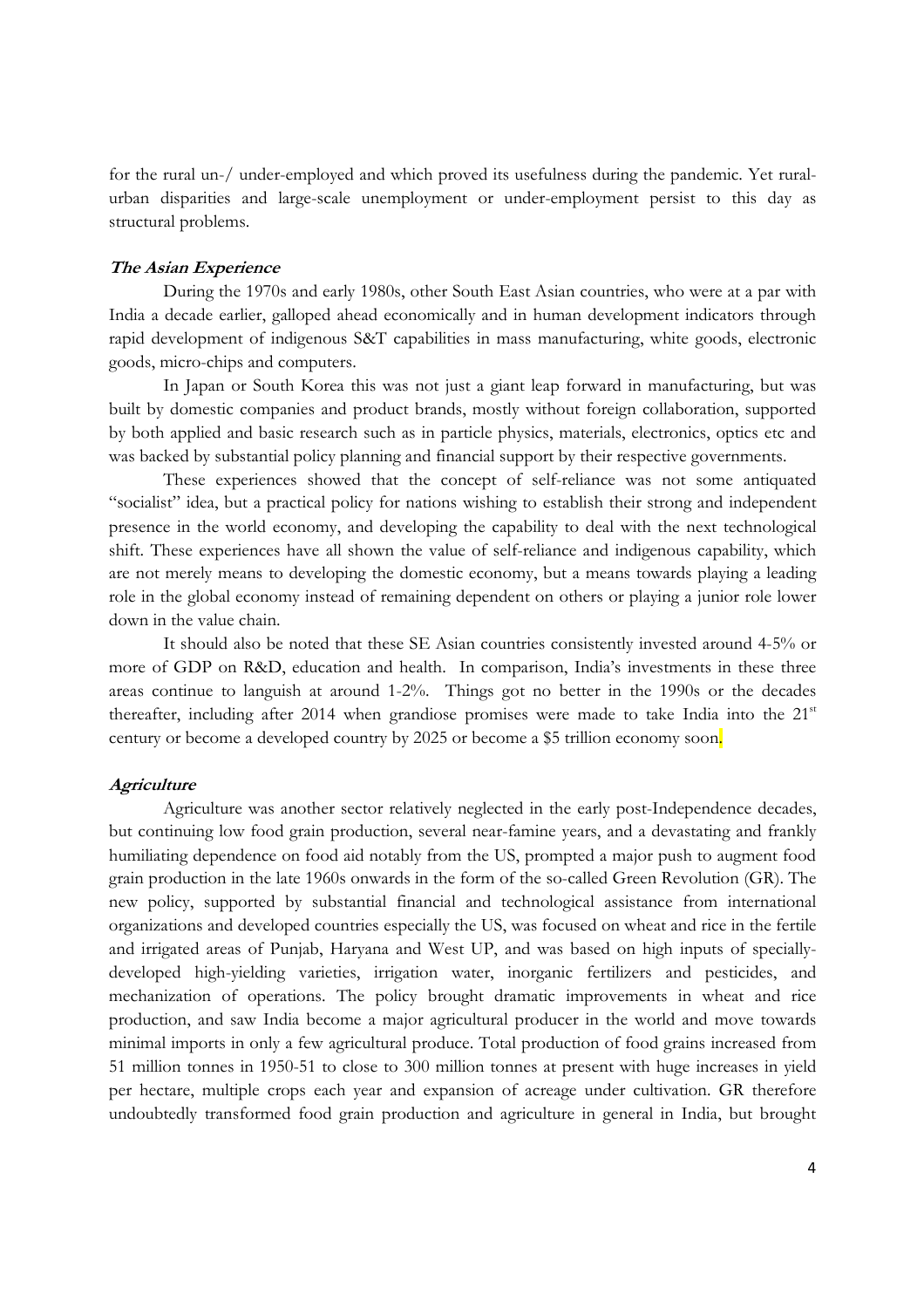for the rural un-/ under-employed and which proved its usefulness during the pandemic. Yet rural-urban disparities and large-scale unemployment or under-employment persist to this day as structural problems.

***The Asian Experience***

During the 1970s and early 1980s, other South East Asian countries, who were at a par with India a decade earlier, galloped ahead economically and in human development indicators through rapid development of indigenous S&T capabilities in mass manufacturing, white goods, electronic goods, micro-chips and computers.

In Japan or South Korea this was not just a giant leap forward in manufacturing, but was built by domestic companies and product brands, mostly without foreign collaboration, supported by both applied and basic research such as in particle physics, materials, electronics, optics etc and was backed by substantial policy planning and financial support by their respective governments.

These experiences showed that the concept of self-reliance was not some antiquated "socialist" idea, but a practical policy for nations wishing to establish their strong and independent presence in the world economy, and developing the capability to deal with the next technological shift. These experiences have all shown the value of self-reliance and indigenous capability, which are not merely means to developing the domestic economy, but a means towards playing a leading role in the global economy instead of remaining dependent on others or playing a junior role lower down in the value chain.

It should also be noted that these SE Asian countries consistently invested around 4-5% or more of GDP on R&D, education and health. In comparison, India's investments in these three areas continue to languish at around 1-2%. Things got no better in the 1990s or the decades thereafter, including after 2014 when grandiose promises were made to take India into the 21st century or become a developed country by 2025 or become a $5 trillion economy soon.

***Agriculture***

Agriculture was another sector relatively neglected in the early post-Independence decades, but continuing low food grain production, several near-famine years, and a devastating and frankly humiliating dependence on food aid notably from the US, prompted a major push to augment food grain production in the late 1960s onwards in the form of the so-called Green Revolution (GR). The new policy, supported by substantial financial and technological assistance from international organizations and developed countries especially the US, was focused on wheat and rice in the fertile and irrigated areas of Punjab, Haryana and West UP, and was based on high inputs of specially-developed high-yielding varieties, irrigation water, inorganic fertilizers and pesticides, and mechanization of operations. The policy brought dramatic improvements in wheat and rice production, and saw India become a major agricultural producer in the world and move towards minimal imports in only a few agricultural produce. Total production of food grains increased from 51 million tonnes in 1950-51 to close to 300 million tonnes at present with huge increases in yield per hectare, multiple crops each year and expansion of acreage under cultivation. GR therefore undoubtedly transformed food grain production and agriculture in general in India, but brought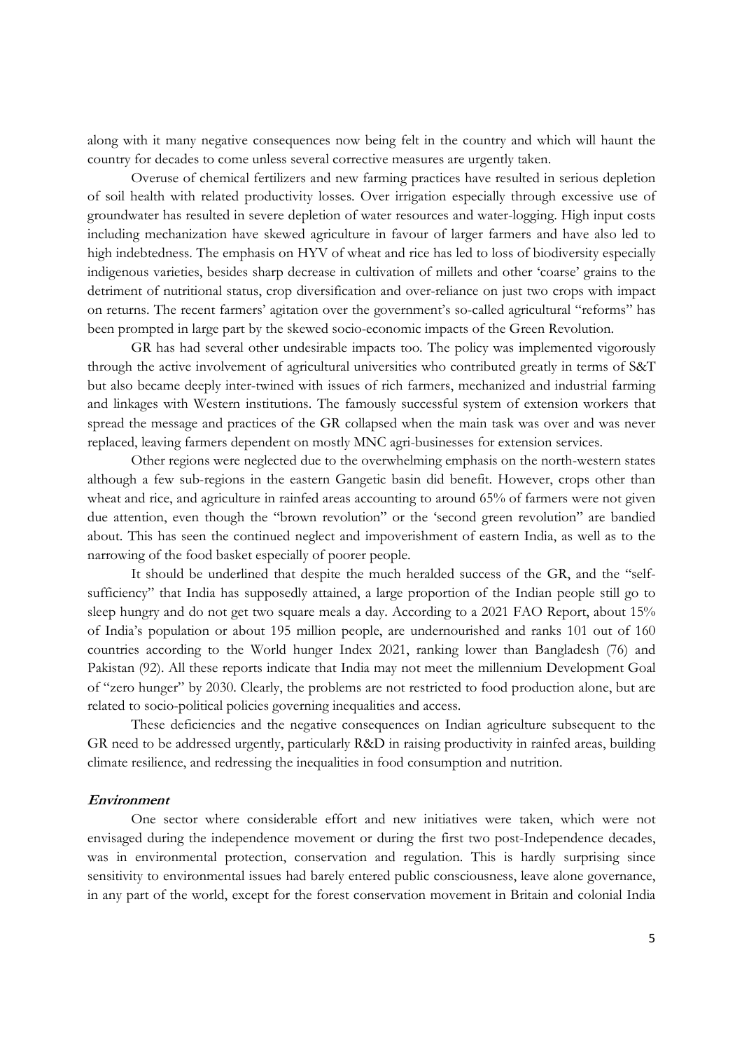along with it many negative consequences now being felt in the country and which will haunt the country for decades to come unless several corrective measures are urgently taken.

Overuse of chemical fertilizers and new farming practices have resulted in serious depletion of soil health with related productivity losses. Over irrigation especially through excessive use of groundwater has resulted in severe depletion of water resources and water-logging. High input costs including mechanization have skewed agriculture in favour of larger farmers and have also led to high indebtedness. The emphasis on HYV of wheat and rice has led to loss of biodiversity especially indigenous varieties, besides sharp decrease in cultivation of millets and other 'coarse' grains to the detriment of nutritional status, crop diversification and over-reliance on just two crops with impact on returns. The recent farmers' agitation over the government's so-called agricultural "reforms" has been prompted in large part by the skewed socio-economic impacts of the Green Revolution.

GR has had several other undesirable impacts too. The policy was implemented vigorously through the active involvement of agricultural universities who contributed greatly in terms of S&T but also became deeply inter-twined with issues of rich farmers, mechanized and industrial farming and linkages with Western institutions. The famously successful system of extension workers that spread the message and practices of the GR collapsed when the main task was over and was never replaced, leaving farmers dependent on mostly MNC agri-businesses for extension services.

Other regions were neglected due to the overwhelming emphasis on the north-western states although a few sub-regions in the eastern Gangetic basin did benefit. However, crops other than wheat and rice, and agriculture in rainfed areas accounting to around 65% of farmers were not given due attention, even though the "brown revolution" or the 'second green revolution" are bandied about. This has seen the continued neglect and impoverishment of eastern India, as well as to the narrowing of the food basket especially of poorer people.

It should be underlined that despite the much heralded success of the GR, and the "self-sufficiency" that India has supposedly attained, a large proportion of the Indian people still go to sleep hungry and do not get two square meals a day. According to a 2021 FAO Report, about 15% of India's population or about 195 million people, are undernourished and ranks 101 out of 160 countries according to the World hunger Index 2021, ranking lower than Bangladesh (76) and Pakistan (92). All these reports indicate that India may not meet the millennium Development Goal of "zero hunger" by 2030. Clearly, the problems are not restricted to food production alone, but are related to socio-political policies governing inequalities and access.

These deficiencies and the negative consequences on Indian agriculture subsequent to the GR need to be addressed urgently, particularly R&D in raising productivity in rainfed areas, building climate resilience, and redressing the inequalities in food consumption and nutrition.

***Environment***

One sector where considerable effort and new initiatives were taken, which were not envisaged during the independence movement or during the first two post-Independence decades, was in environmental protection, conservation and regulation. This is hardly surprising since sensitivity to environmental issues had barely entered public consciousness, leave alone governance, in any part of the world, except for the forest conservation movement in Britain and colonial India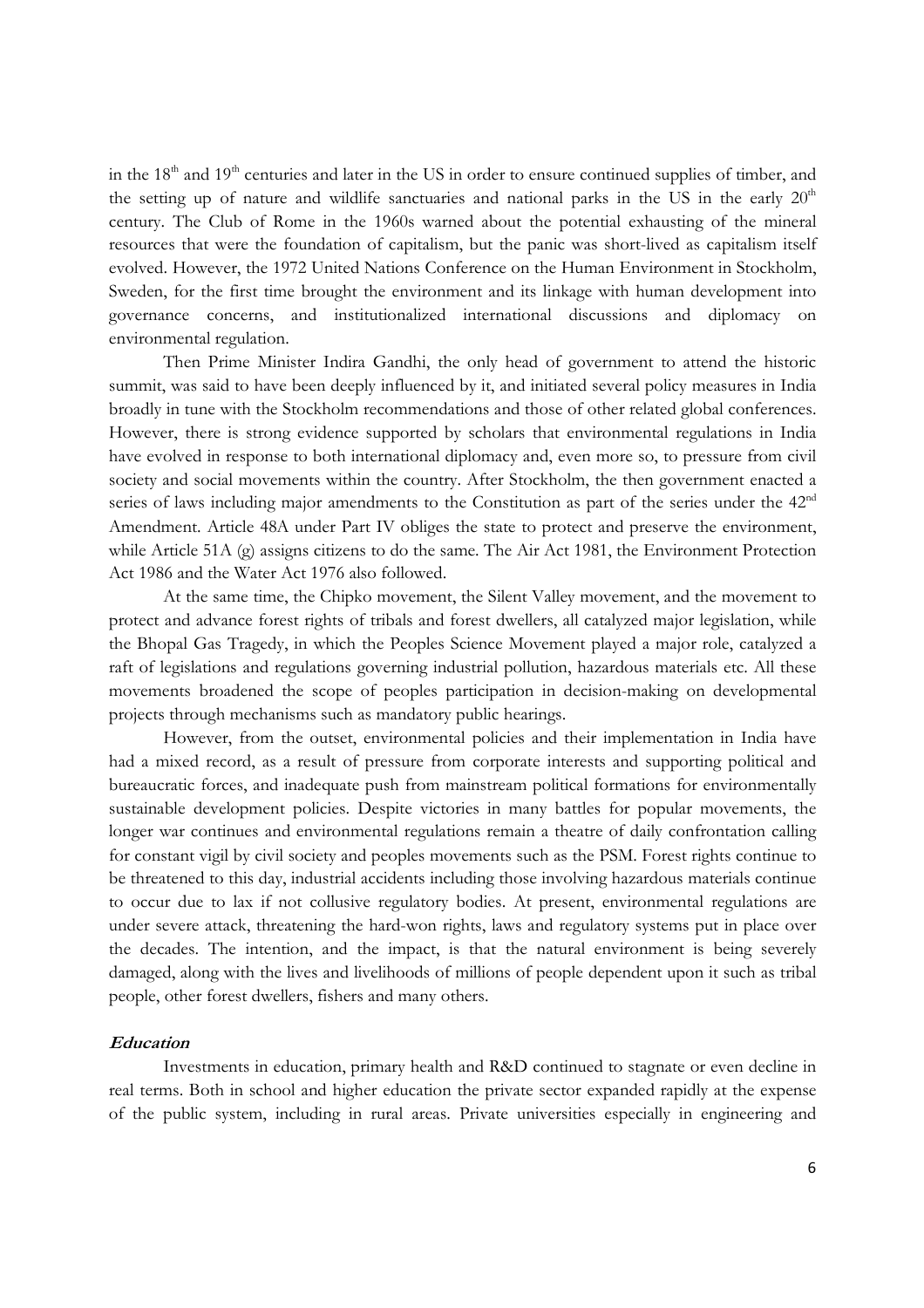in the 18th and 19th centuries and later in the US in order to ensure continued supplies of timber, and the setting up of nature and wildlife sanctuaries and national parks in the US in the early 20th century. The Club of Rome in the 1960s warned about the potential exhausting of the mineral resources that were the foundation of capitalism, but the panic was short-lived as capitalism itself evolved. However, the 1972 United Nations Conference on the Human Environment in Stockholm, Sweden, for the first time brought the environment and its linkage with human development into governance concerns, and institutionalized international discussions and diplomacy on environmental regulation.

Then Prime Minister Indira Gandhi, the only head of government to attend the historic summit, was said to have been deeply influenced by it, and initiated several policy measures in India broadly in tune with the Stockholm recommendations and those of other related global conferences. However, there is strong evidence supported by scholars that environmental regulations in India have evolved in response to both international diplomacy and, even more so, to pressure from civil society and social movements within the country. After Stockholm, the then government enacted a series of laws including major amendments to the Constitution as part of the series under the 42nd Amendment. Article 48A under Part IV obliges the state to protect and preserve the environment, while Article 51A (g) assigns citizens to do the same. The Air Act 1981, the Environment Protection Act 1986 and the Water Act 1976 also followed.

At the same time, the Chipko movement, the Silent Valley movement, and the movement to protect and advance forest rights of tribals and forest dwellers, all catalyzed major legislation, while the Bhopal Gas Tragedy, in which the Peoples Science Movement played a major role, catalyzed a raft of legislations and regulations governing industrial pollution, hazardous materials etc. All these movements broadened the scope of peoples participation in decision-making on developmental projects through mechanisms such as mandatory public hearings.

However, from the outset, environmental policies and their implementation in India have had a mixed record, as a result of pressure from corporate interests and supporting political and bureaucratic forces, and inadequate push from mainstream political formations for environmentally sustainable development policies. Despite victories in many battles for popular movements, the longer war continues and environmental regulations remain a theatre of daily confrontation calling for constant vigil by civil society and peoples movements such as the PSM. Forest rights continue to be threatened to this day, industrial accidents including those involving hazardous materials continue to occur due to lax if not collusive regulatory bodies. At present, environmental regulations are under severe attack, threatening the hard-won rights, laws and regulatory systems put in place over the decades. The intention, and the impact, is that the natural environment is being severely damaged, along with the lives and livelihoods of millions of people dependent upon it such as tribal people, other forest dwellers, fishers and many others.

### *Education*

Investments in education, primary health and R&D continued to stagnate or even decline in real terms. Both in school and higher education the private sector expanded rapidly at the expense of the public system, including in rural areas. Private universities especially in engineering and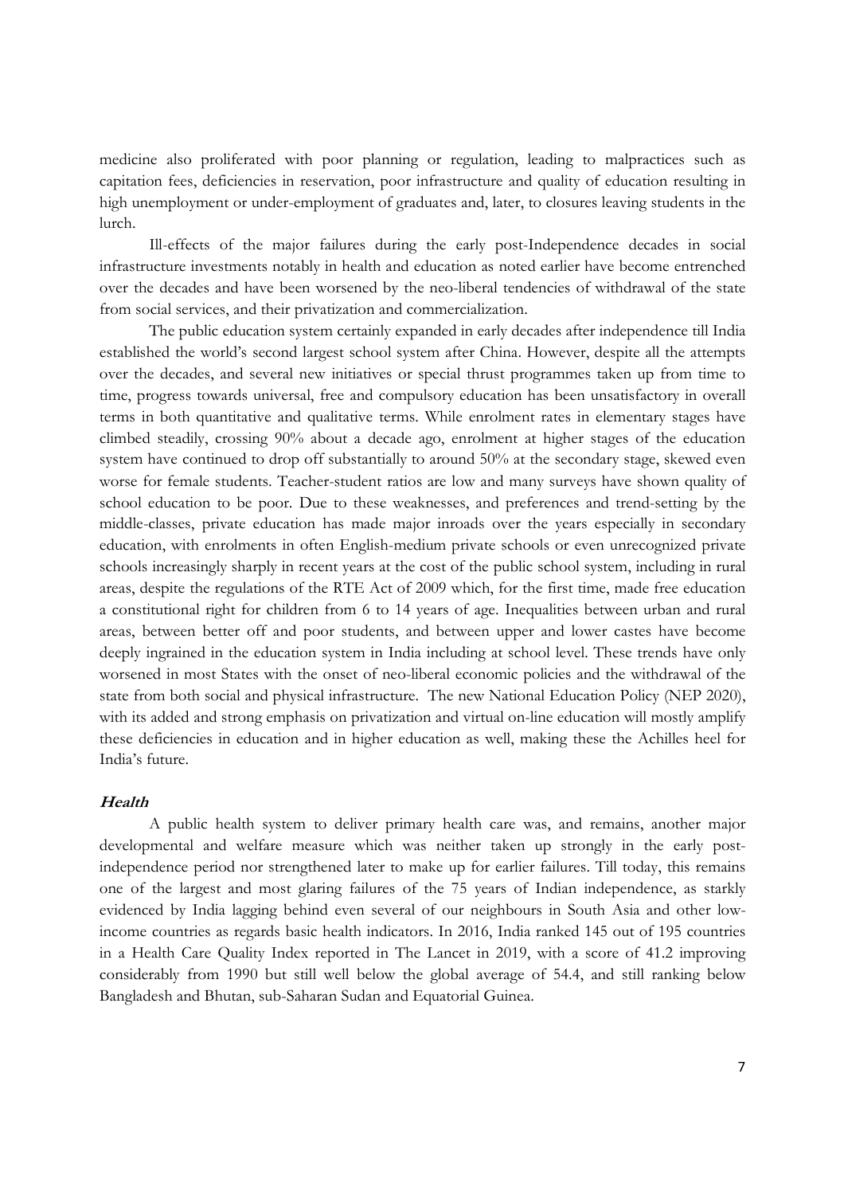medicine also proliferated with poor planning or regulation, leading to malpractices such as capitation fees, deficiencies in reservation, poor infrastructure and quality of education resulting in high unemployment or under-employment of graduates and, later, to closures leaving students in the lurch.

Ill-effects of the major failures during the early post-Independence decades in social infrastructure investments notably in health and education as noted earlier have become entrenched over the decades and have been worsened by the neo-liberal tendencies of withdrawal of the state from social services, and their privatization and commercialization.

The public education system certainly expanded in early decades after independence till India established the world's second largest school system after China. However, despite all the attempts over the decades, and several new initiatives or special thrust programmes taken up from time to time, progress towards universal, free and compulsory education has been unsatisfactory in overall terms in both quantitative and qualitative terms. While enrolment rates in elementary stages have climbed steadily, crossing 90% about a decade ago, enrolment at higher stages of the education system have continued to drop off substantially to around 50% at the secondary stage, skewed even worse for female students. Teacher-student ratios are low and many surveys have shown quality of school education to be poor. Due to these weaknesses, and preferences and trend-setting by the middle-classes, private education has made major inroads over the years especially in secondary education, with enrolments in often English-medium private schools or even unrecognized private schools increasingly sharply in recent years at the cost of the public school system, including in rural areas, despite the regulations of the RTE Act of 2009 which, for the first time, made free education a constitutional right for children from 6 to 14 years of age. Inequalities between urban and rural areas, between better off and poor students, and between upper and lower castes have become deeply ingrained in the education system in India including at school level. These trends have only worsened in most States with the onset of neo-liberal economic policies and the withdrawal of the state from both social and physical infrastructure. The new National Education Policy (NEP 2020), with its added and strong emphasis on privatization and virtual on-line education will mostly amplify these deficiencies in education and in higher education as well, making these the Achilles heel for India's future.

### *Health*

A public health system to deliver primary health care was, and remains, another major developmental and welfare measure which was neither taken up strongly in the early post-independence period nor strengthened later to make up for earlier failures. Till today, this remains one of the largest and most glaring failures of the 75 years of Indian independence, as starkly evidenced by India lagging behind even several of our neighbours in South Asia and other low-income countries as regards basic health indicators. In 2016, India ranked 145 out of 195 countries in a Health Care Quality Index reported in The Lancet in 2019, with a score of 41.2 improving considerably from 1990 but still well below the global average of 54.4, and still ranking below Bangladesh and Bhutan, sub-Saharan Sudan and Equatorial Guinea.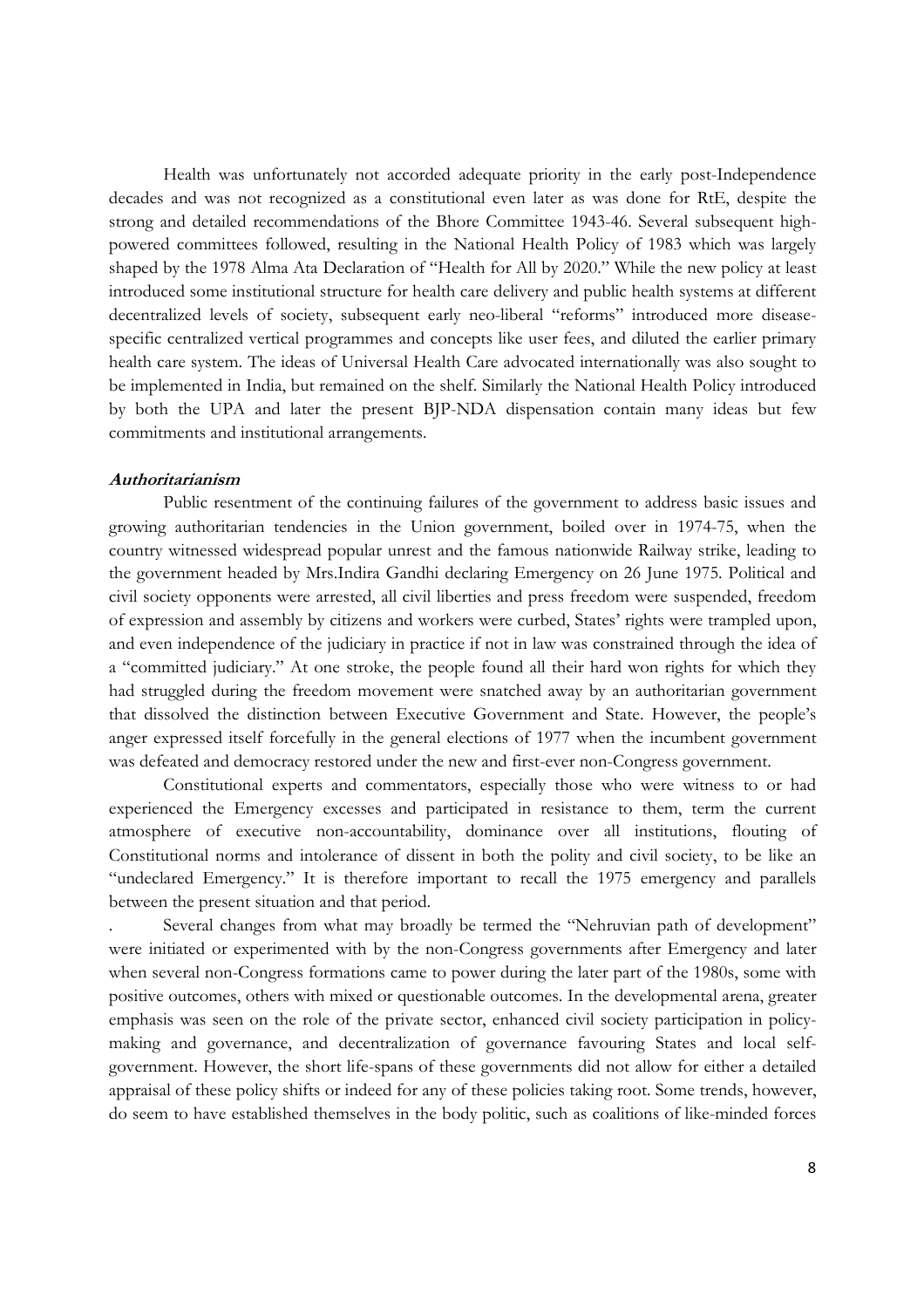Health was unfortunately not accorded adequate priority in the early post-Independence decades and was not recognized as a constitutional even later as was done for RtE, despite the strong and detailed recommendations of the Bhore Committee 1943-46. Several subsequent high-powered committees followed, resulting in the National Health Policy of 1983 which was largely shaped by the 1978 Alma Ata Declaration of "Health for All by 2020." While the new policy at least introduced some institutional structure for health care delivery and public health systems at different decentralized levels of society, subsequent early neo-liberal "reforms" introduced more disease-specific centralized vertical programmes and concepts like user fees, and diluted the earlier primary health care system. The ideas of Universal Health Care advocated internationally was also sought to be implemented in India, but remained on the shelf. Similarly the National Health Policy introduced by both the UPA and later the present BJP-NDA dispensation contain many ideas but few commitments and institutional arrangements.

### *Authoritarianism*

Public resentment of the continuing failures of the government to address basic issues and growing authoritarian tendencies in the Union government, boiled over in 1974-75, when the country witnessed widespread popular unrest and the famous nationwide Railway strike, leading to the government headed by Mrs.Indira Gandhi declaring Emergency on 26 June 1975. Political and civil society opponents were arrested, all civil liberties and press freedom were suspended, freedom of expression and assembly by citizens and workers were curbed, States' rights were trampled upon, and even independence of the judiciary in practice if not in law was constrained through the idea of a "committed judiciary." At one stroke, the people found all their hard won rights for which they had struggled during the freedom movement were snatched away by an authoritarian government that dissolved the distinction between Executive Government and State. However, the people's anger expressed itself forcefully in the general elections of 1977 when the incumbent government was defeated and democracy restored under the new and first-ever non-Congress government.

Constitutional experts and commentators, especially those who were witness to or had experienced the Emergency excesses and participated in resistance to them, term the current atmosphere of executive non-accountability, dominance over all institutions, flouting of Constitutional norms and intolerance of dissent in both the polity and civil society, to be like an "undeclared Emergency." It is therefore important to recall the 1975 emergency and parallels between the present situation and that period.

. Several changes from what may broadly be termed the "Nehruvian path of development" were initiated or experimented with by the non-Congress governments after Emergency and later when several non-Congress formations came to power during the later part of the 1980s, some with positive outcomes, others with mixed or questionable outcomes. In the developmental arena, greater emphasis was seen on the role of the private sector, enhanced civil society participation in policy-making and governance, and decentralization of governance favouring States and local self-government. However, the short life-spans of these governments did not allow for either a detailed appraisal of these policy shifts or indeed for any of these policies taking root. Some trends, however, do seem to have established themselves in the body politic, such as coalitions of like-minded forces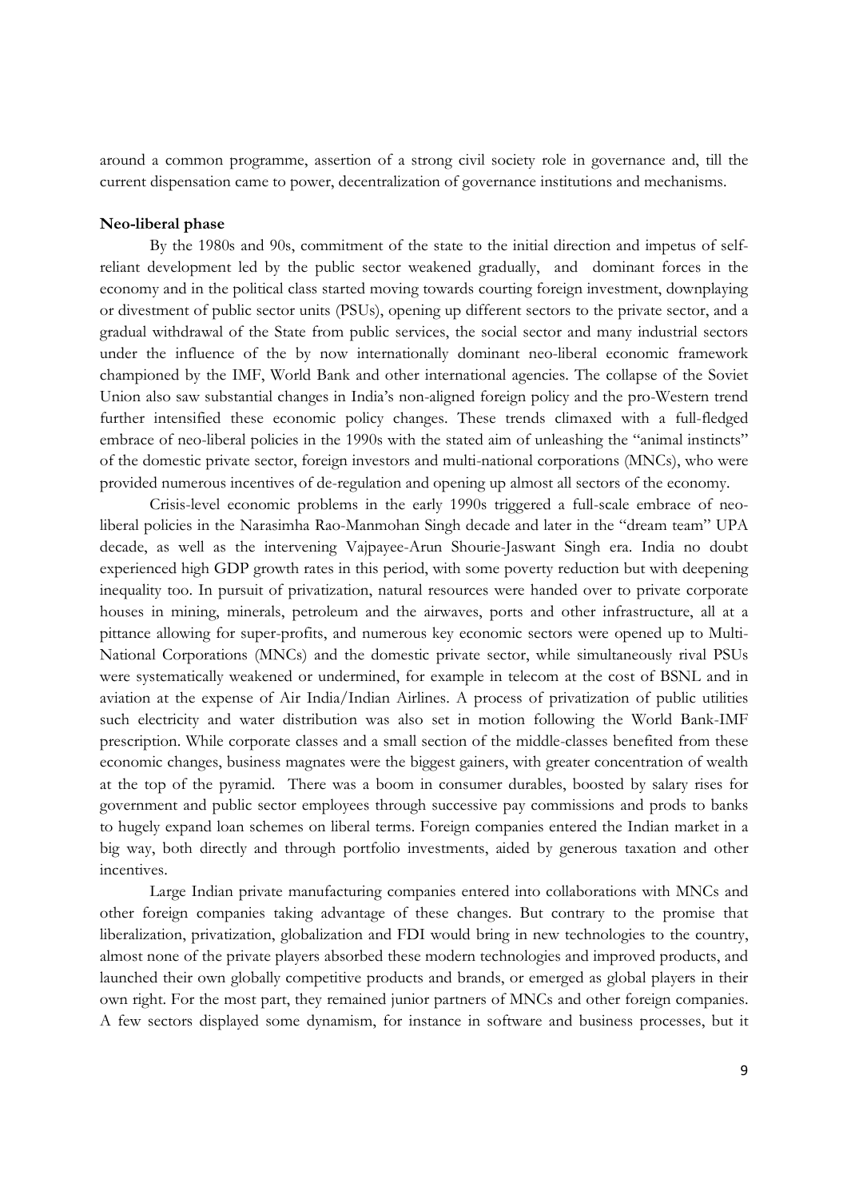around a common programme, assertion of a strong civil society role in governance and, till the current dispensation came to power, decentralization of governance institutions and mechanisms.

**Neo-liberal phase**

By the 1980s and 90s, commitment of the state to the initial direction and impetus of self-reliant development led by the public sector weakened gradually, and dominant forces in the economy and in the political class started moving towards courting foreign investment, downplaying or divestment of public sector units (PSUs), opening up different sectors to the private sector, and a gradual withdrawal of the State from public services, the social sector and many industrial sectors under the influence of the by now internationally dominant neo-liberal economic framework championed by the IMF, World Bank and other international agencies. The collapse of the Soviet Union also saw substantial changes in India's non-aligned foreign policy and the pro-Western trend further intensified these economic policy changes. These trends climaxed with a full-fledged embrace of neo-liberal policies in the 1990s with the stated aim of unleashing the "animal instincts" of the domestic private sector, foreign investors and multi-national corporations (MNCs), who were provided numerous incentives of de-regulation and opening up almost all sectors of the economy.

Crisis-level economic problems in the early 1990s triggered a full-scale embrace of neo-liberal policies in the Narasimha Rao-Manmohan Singh decade and later in the "dream team" UPA decade, as well as the intervening Vajpayee-Arun Shourie-Jaswant Singh era. India no doubt experienced high GDP growth rates in this period, with some poverty reduction but with deepening inequality too. In pursuit of privatization, natural resources were handed over to private corporate houses in mining, minerals, petroleum and the airwaves, ports and other infrastructure, all at a pittance allowing for super-profits, and numerous key economic sectors were opened up to Multi-National Corporations (MNCs) and the domestic private sector, while simultaneously rival PSUs were systematically weakened or undermined, for example in telecom at the cost of BSNL and in aviation at the expense of Air India/Indian Airlines. A process of privatization of public utilities such electricity and water distribution was also set in motion following the World Bank-IMF prescription. While corporate classes and a small section of the middle-classes benefited from these economic changes, business magnates were the biggest gainers, with greater concentration of wealth at the top of the pyramid. There was a boom in consumer durables, boosted by salary rises for government and public sector employees through successive pay commissions and prods to banks to hugely expand loan schemes on liberal terms. Foreign companies entered the Indian market in a big way, both directly and through portfolio investments, aided by generous taxation and other incentives.

Large Indian private manufacturing companies entered into collaborations with MNCs and other foreign companies taking advantage of these changes. But contrary to the promise that liberalization, privatization, globalization and FDI would bring in new technologies to the country, almost none of the private players absorbed these modern technologies and improved products, and launched their own globally competitive products and brands, or emerged as global players in their own right. For the most part, they remained junior partners of MNCs and other foreign companies. A few sectors displayed some dynamism, for instance in software and business processes, but it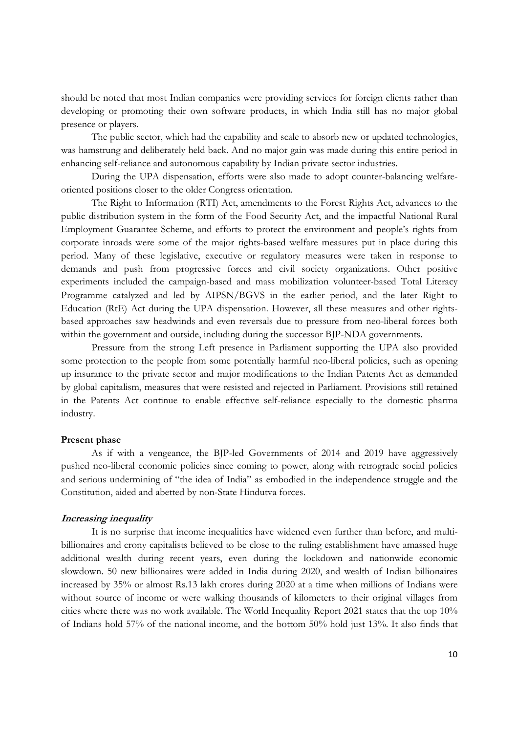should be noted that most Indian companies were providing services for foreign clients rather than developing or promoting their own software products, in which India still has no major global presence or players.

The public sector, which had the capability and scale to absorb new or updated technologies, was hamstrung and deliberately held back. And no major gain was made during this entire period in enhancing self-reliance and autonomous capability by Indian private sector industries.

During the UPA dispensation, efforts were also made to adopt counter-balancing welfare-oriented positions closer to the older Congress orientation.

The Right to Information (RTI) Act, amendments to the Forest Rights Act, advances to the public distribution system in the form of the Food Security Act, and the impactful National Rural Employment Guarantee Scheme, and efforts to protect the environment and people's rights from corporate inroads were some of the major rights-based welfare measures put in place during this period. Many of these legislative, executive or regulatory measures were taken in response to demands and push from progressive forces and civil society organizations. Other positive experiments included the campaign-based and mass mobilization volunteer-based Total Literacy Programme catalyzed and led by AIPSN/BGVS in the earlier period, and the later Right to Education (RtE) Act during the UPA dispensation. However, all these measures and other rights-based approaches saw headwinds and even reversals due to pressure from neo-liberal forces both within the government and outside, including during the successor BJP-NDA governments.

Pressure from the strong Left presence in Parliament supporting the UPA also provided some protection to the people from some potentially harmful neo-liberal policies, such as opening up insurance to the private sector and major modifications to the Indian Patents Act as demanded by global capitalism, measures that were resisted and rejected in Parliament. Provisions still retained in the Patents Act continue to enable effective self-reliance especially to the domestic pharma industry.

**Present phase**

As if with a vengeance, the BJP-led Governments of 2014 and 2019 have aggressively pushed neo-liberal economic policies since coming to power, along with retrograde social policies and serious undermining of "the idea of India" as embodied in the independence struggle and the Constitution, aided and abetted by non-State Hindutva forces.

***Increasing inequality***

It is no surprise that income inequalities have widened even further than before, and multi-billionaires and crony capitalists believed to be close to the ruling establishment have amassed huge additional wealth during recent years, even during the lockdown and nationwide economic slowdown. 50 new billionaires were added in India during 2020, and wealth of Indian billionaires increased by 35% or almost Rs.13 lakh crores during 2020 at a time when millions of Indians were without source of income or were walking thousands of kilometers to their original villages from cities where there was no work available. The World Inequality Report 2021 states that the top 10% of Indians hold 57% of the national income, and the bottom 50% hold just 13%. It also finds that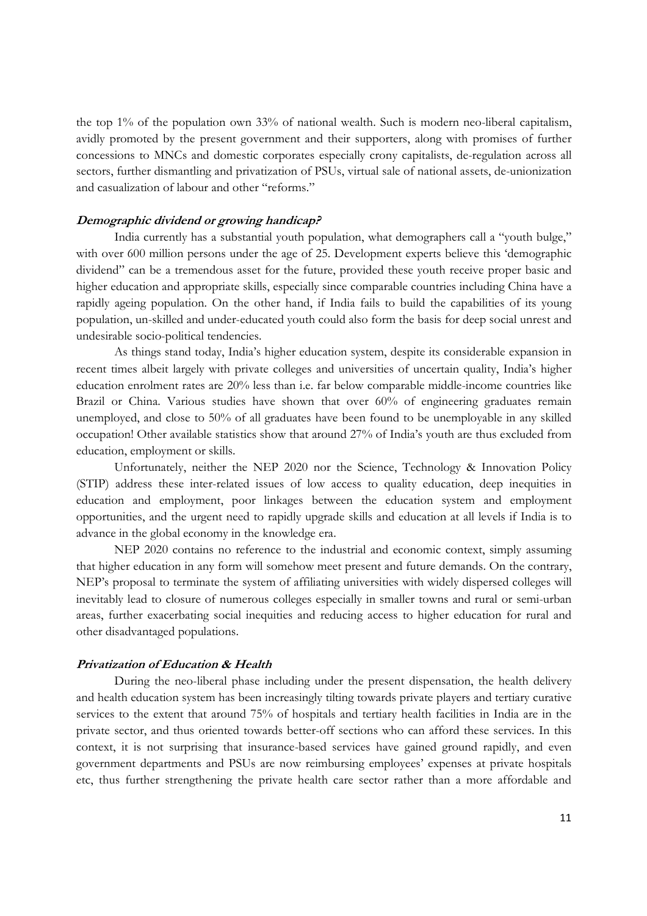the top 1% of the population own 33% of national wealth. Such is modern neo-liberal capitalism, avidly promoted by the present government and their supporters, along with promises of further concessions to MNCs and domestic corporates especially crony capitalists, de-regulation across all sectors, further dismantling and privatization of PSUs, virtual sale of national assets, de-unionization and casualization of labour and other "reforms."

### *Demographic dividend or growing handicap?*

India currently has a substantial youth population, what demographers call a "youth bulge," with over 600 million persons under the age of 25. Development experts believe this 'demographic dividend" can be a tremendous asset for the future, provided these youth receive proper basic and higher education and appropriate skills, especially since comparable countries including China have a rapidly ageing population. On the other hand, if India fails to build the capabilities of its young population, un-skilled and under-educated youth could also form the basis for deep social unrest and undesirable socio-political tendencies.

As things stand today, India's higher education system, despite its considerable expansion in recent times albeit largely with private colleges and universities of uncertain quality, India's higher education enrolment rates are 20% less than i.e. far below comparable middle-income countries like Brazil or China. Various studies have shown that over 60% of engineering graduates remain unemployed, and close to 50% of all graduates have been found to be unemployable in any skilled occupation! Other available statistics show that around 27% of India's youth are thus excluded from education, employment or skills.

Unfortunately, neither the NEP 2020 nor the Science, Technology & Innovation Policy (STIP) address these inter-related issues of low access to quality education, deep inequities in education and employment, poor linkages between the education system and employment opportunities, and the urgent need to rapidly upgrade skills and education at all levels if India is to advance in the global economy in the knowledge era.

NEP 2020 contains no reference to the industrial and economic context, simply assuming that higher education in any form will somehow meet present and future demands. On the contrary, NEP's proposal to terminate the system of affiliating universities with widely dispersed colleges will inevitably lead to closure of numerous colleges especially in smaller towns and rural or semi-urban areas, further exacerbating social inequities and reducing access to higher education for rural and other disadvantaged populations.

### *Privatization of Education & Health*

During the neo-liberal phase including under the present dispensation, the health delivery and health education system has been increasingly tilting towards private players and tertiary curative services to the extent that around 75% of hospitals and tertiary health facilities in India are in the private sector, and thus oriented towards better-off sections who can afford these services. In this context, it is not surprising that insurance-based services have gained ground rapidly, and even government departments and PSUs are now reimbursing employees' expenses at private hospitals etc, thus further strengthening the private health care sector rather than a more affordable and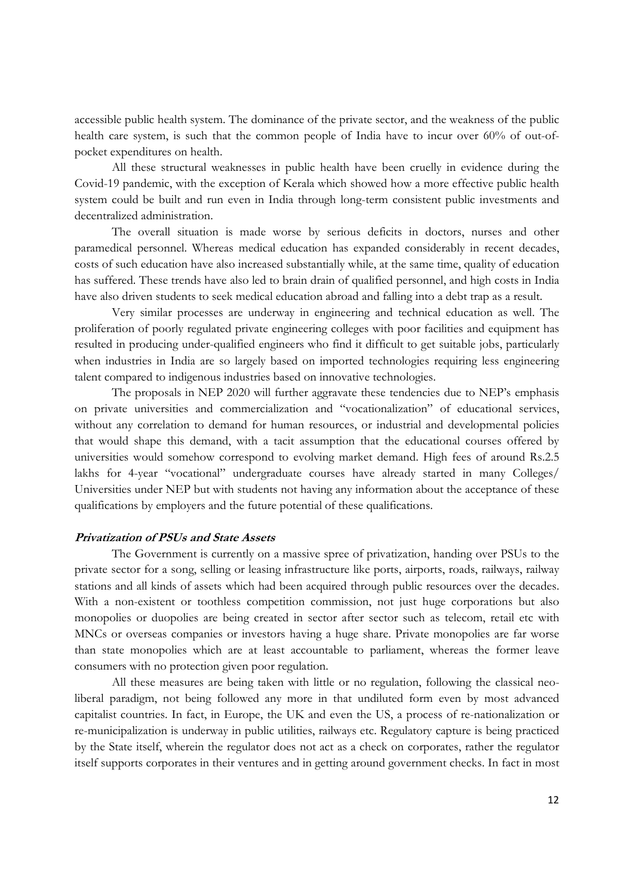accessible public health system. The dominance of the private sector, and the weakness of the public health care system, is such that the common people of India have to incur over 60% of out-of-pocket expenditures on health.

All these structural weaknesses in public health have been cruelly in evidence during the Covid-19 pandemic, with the exception of Kerala which showed how a more effective public health system could be built and run even in India through long-term consistent public investments and decentralized administration.

The overall situation is made worse by serious deficits in doctors, nurses and other paramedical personnel. Whereas medical education has expanded considerably in recent decades, costs of such education have also increased substantially while, at the same time, quality of education has suffered. These trends have also led to brain drain of qualified personnel, and high costs in India have also driven students to seek medical education abroad and falling into a debt trap as a result.

Very similar processes are underway in engineering and technical education as well. The proliferation of poorly regulated private engineering colleges with poor facilities and equipment has resulted in producing under-qualified engineers who find it difficult to get suitable jobs, particularly when industries in India are so largely based on imported technologies requiring less engineering talent compared to indigenous industries based on innovative technologies.

The proposals in NEP 2020 will further aggravate these tendencies due to NEP's emphasis on private universities and commercialization and "vocationalization" of educational services, without any correlation to demand for human resources, or industrial and developmental policies that would shape this demand, with a tacit assumption that the educational courses offered by universities would somehow correspond to evolving market demand. High fees of around Rs.2.5 lakhs for 4-year "vocational" undergraduate courses have already started in many Colleges/ Universities under NEP but with students not having any information about the acceptance of these qualifications by employers and the future potential of these qualifications.

***Privatization of PSUs and State Assets***

The Government is currently on a massive spree of privatization, handing over PSUs to the private sector for a song, selling or leasing infrastructure like ports, airports, roads, railways, railway stations and all kinds of assets which had been acquired through public resources over the decades. With a non-existent or toothless competition commission, not just huge corporations but also monopolies or duopolies are being created in sector after sector such as telecom, retail etc with MNCs or overseas companies or investors having a huge share. Private monopolies are far worse than state monopolies which are at least accountable to parliament, whereas the former leave consumers with no protection given poor regulation.

All these measures are being taken with little or no regulation, following the classical neo-liberal paradigm, not being followed any more in that undiluted form even by most advanced capitalist countries. In fact, in Europe, the UK and even the US, a process of re-nationalization or re-municipalization is underway in public utilities, railways etc. Regulatory capture is being practiced by the State itself, wherein the regulator does not act as a check on corporates, rather the regulator itself supports corporates in their ventures and in getting around government checks. In fact in most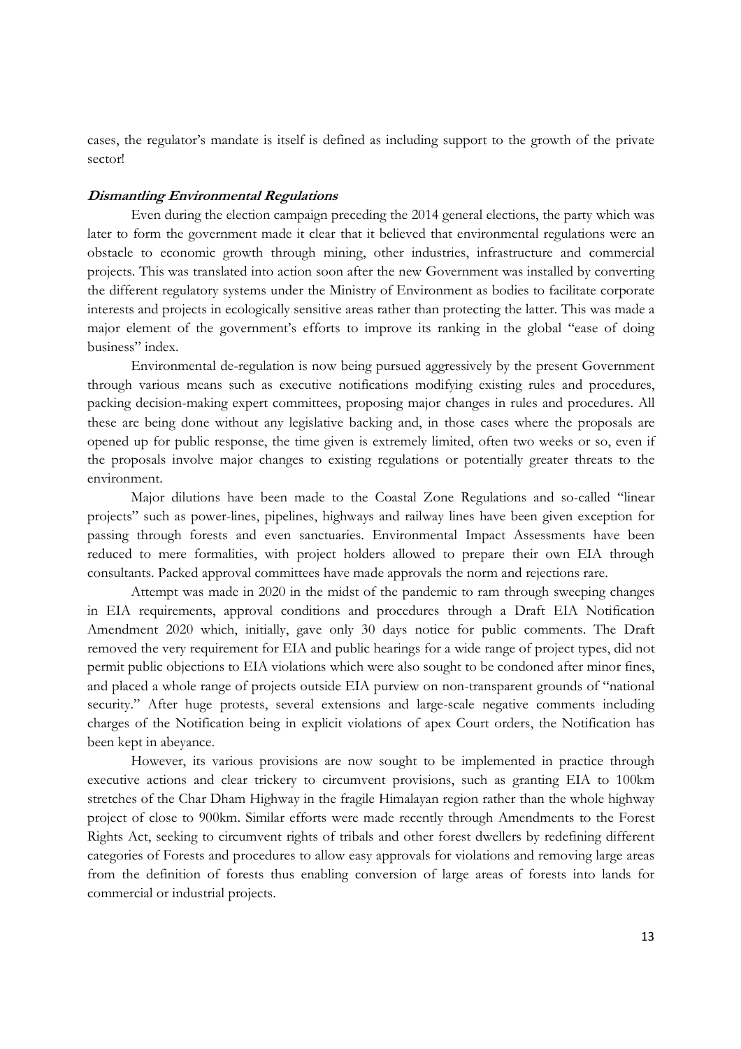cases, the regulator's mandate is itself is defined as including support to the growth of the private sector!

***Dismantling Environmental Regulations***

Even during the election campaign preceding the 2014 general elections, the party which was later to form the government made it clear that it believed that environmental regulations were an obstacle to economic growth through mining, other industries, infrastructure and commercial projects. This was translated into action soon after the new Government was installed by converting the different regulatory systems under the Ministry of Environment as bodies to facilitate corporate interests and projects in ecologically sensitive areas rather than protecting the latter. This was made a major element of the government's efforts to improve its ranking in the global "ease of doing business" index.

Environmental de-regulation is now being pursued aggressively by the present Government through various means such as executive notifications modifying existing rules and procedures, packing decision-making expert committees, proposing major changes in rules and procedures. All these are being done without any legislative backing and, in those cases where the proposals are opened up for public response, the time given is extremely limited, often two weeks or so, even if the proposals involve major changes to existing regulations or potentially greater threats to the environment.

Major dilutions have been made to the Coastal Zone Regulations and so-called "linear projects" such as power-lines, pipelines, highways and railway lines have been given exception for passing through forests and even sanctuaries. Environmental Impact Assessments have been reduced to mere formalities, with project holders allowed to prepare their own EIA through consultants. Packed approval committees have made approvals the norm and rejections rare.

Attempt was made in 2020 in the midst of the pandemic to ram through sweeping changes in EIA requirements, approval conditions and procedures through a Draft EIA Notification Amendment 2020 which, initially, gave only 30 days notice for public comments. The Draft removed the very requirement for EIA and public hearings for a wide range of project types, did not permit public objections to EIA violations which were also sought to be condoned after minor fines, and placed a whole range of projects outside EIA purview on non-transparent grounds of "national security." After huge protests, several extensions and large-scale negative comments including charges of the Notification being in explicit violations of apex Court orders, the Notification has been kept in abeyance.

However, its various provisions are now sought to be implemented in practice through executive actions and clear trickery to circumvent provisions, such as granting EIA to 100km stretches of the Char Dham Highway in the fragile Himalayan region rather than the whole highway project of close to 900km. Similar efforts were made recently through Amendments to the Forest Rights Act, seeking to circumvent rights of tribals and other forest dwellers by redefining different categories of Forests and procedures to allow easy approvals for violations and removing large areas from the definition of forests thus enabling conversion of large areas of forests into lands for commercial or industrial projects.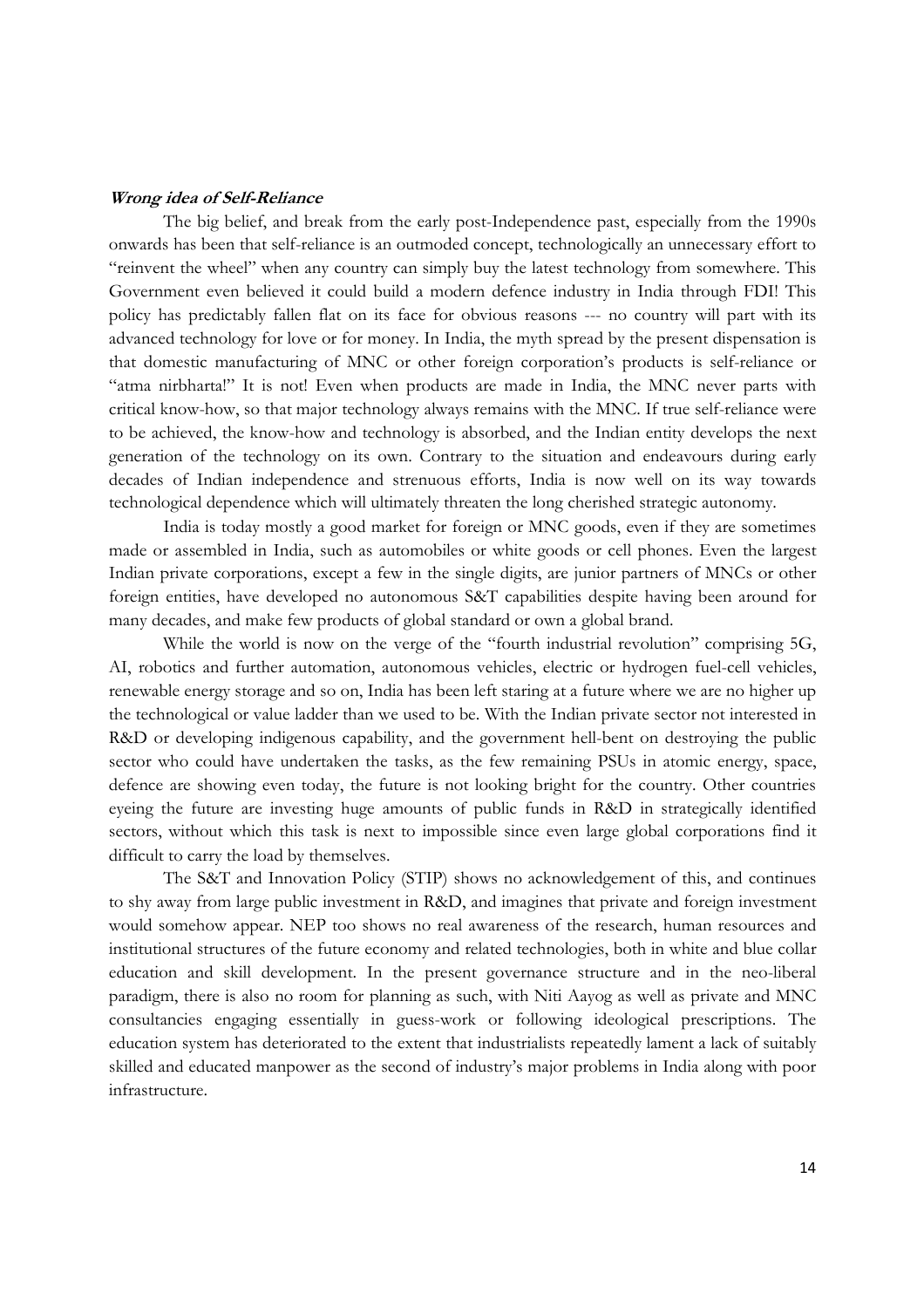***Wrong idea of Self-Reliance***

The big belief, and break from the early post-Independence past, especially from the 1990s onwards has been that self-reliance is an outmoded concept, technologically an unnecessary effort to "reinvent the wheel" when any country can simply buy the latest technology from somewhere. This Government even believed it could build a modern defence industry in India through FDI! This policy has predictably fallen flat on its face for obvious reasons --- no country will part with its advanced technology for love or for money. In India, the myth spread by the present dispensation is that domestic manufacturing of MNC or other foreign corporation's products is self-reliance or "atma nirbharta!" It is not! Even when products are made in India, the MNC never parts with critical know-how, so that major technology always remains with the MNC. If true self-reliance were to be achieved, the know-how and technology is absorbed, and the Indian entity develops the next generation of the technology on its own. Contrary to the situation and endeavours during early decades of Indian independence and strenuous efforts, India is now well on its way towards technological dependence which will ultimately threaten the long cherished strategic autonomy.

India is today mostly a good market for foreign or MNC goods, even if they are sometimes made or assembled in India, such as automobiles or white goods or cell phones. Even the largest Indian private corporations, except a few in the single digits, are junior partners of MNCs or other foreign entities, have developed no autonomous S&T capabilities despite having been around for many decades, and make few products of global standard or own a global brand.

While the world is now on the verge of the "fourth industrial revolution" comprising 5G, AI, robotics and further automation, autonomous vehicles, electric or hydrogen fuel-cell vehicles, renewable energy storage and so on, India has been left staring at a future where we are no higher up the technological or value ladder than we used to be. With the Indian private sector not interested in R&D or developing indigenous capability, and the government hell-bent on destroying the public sector who could have undertaken the tasks, as the few remaining PSUs in atomic energy, space, defence are showing even today, the future is not looking bright for the country. Other countries eyeing the future are investing huge amounts of public funds in R&D in strategically identified sectors, without which this task is next to impossible since even large global corporations find it difficult to carry the load by themselves.

The S&T and Innovation Policy (STIP) shows no acknowledgement of this, and continues to shy away from large public investment in R&D, and imagines that private and foreign investment would somehow appear. NEP too shows no real awareness of the research, human resources and institutional structures of the future economy and related technologies, both in white and blue collar education and skill development. In the present governance structure and in the neo-liberal paradigm, there is also no room for planning as such, with Niti Aayog as well as private and MNC consultancies engaging essentially in guess-work or following ideological prescriptions. The education system has deteriorated to the extent that industrialists repeatedly lament a lack of suitably skilled and educated manpower as the second of industry's major problems in India along with poor infrastructure.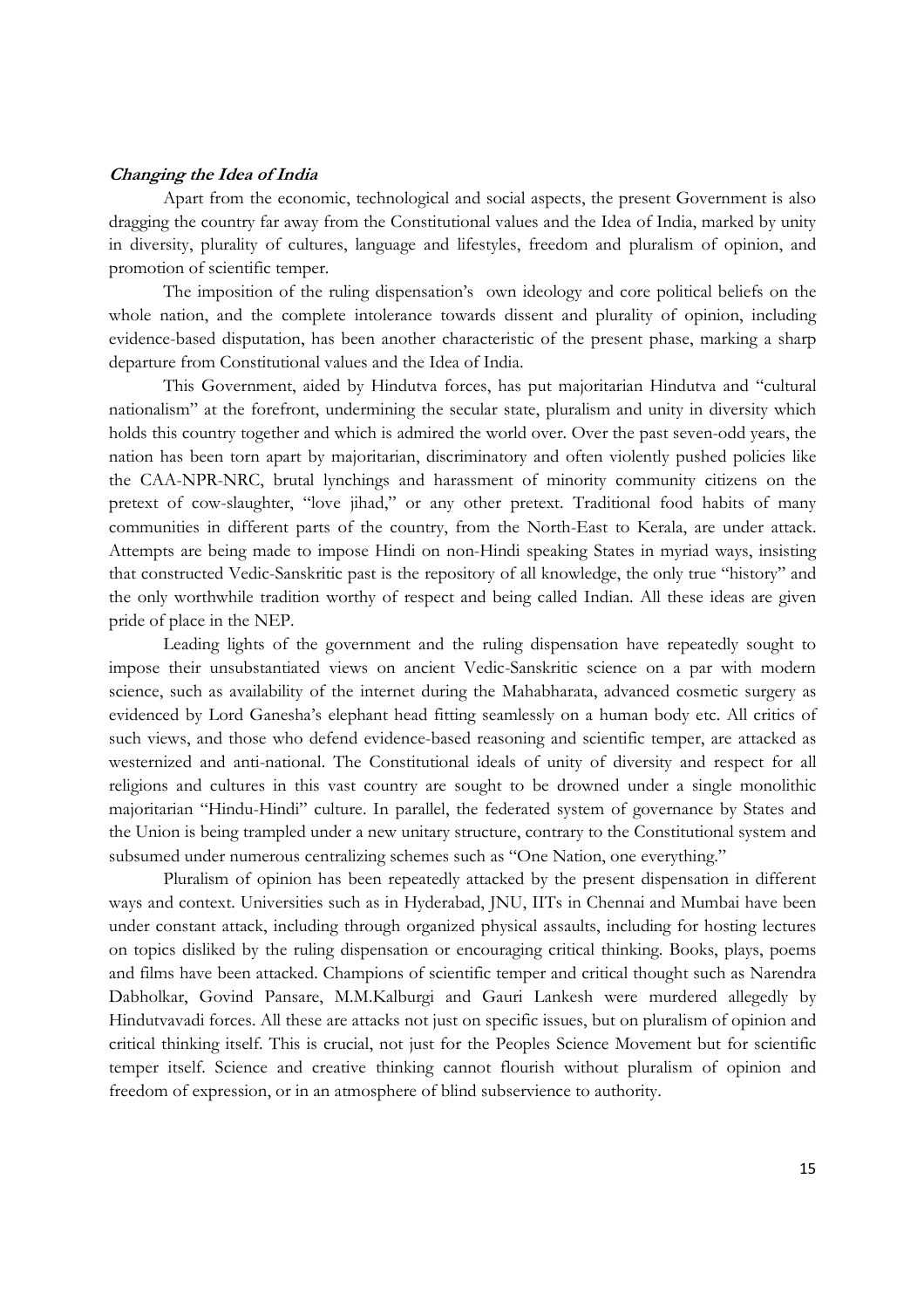***Changing the Idea of India***

Apart from the economic, technological and social aspects, the present Government is also dragging the country far away from the Constitutional values and the Idea of India, marked by unity in diversity, plurality of cultures, language and lifestyles, freedom and pluralism of opinion, and promotion of scientific temper.

The imposition of the ruling dispensation's own ideology and core political beliefs on the whole nation, and the complete intolerance towards dissent and plurality of opinion, including evidence-based disputation, has been another characteristic of the present phase, marking a sharp departure from Constitutional values and the Idea of India.

This Government, aided by Hindutva forces, has put majoritarian Hindutva and "cultural nationalism" at the forefront, undermining the secular state, pluralism and unity in diversity which holds this country together and which is admired the world over. Over the past seven-odd years, the nation has been torn apart by majoritarian, discriminatory and often violently pushed policies like the CAA-NPR-NRC, brutal lynchings and harassment of minority community citizens on the pretext of cow-slaughter, "love jihad," or any other pretext. Traditional food habits of many communities in different parts of the country, from the North-East to Kerala, are under attack. Attempts are being made to impose Hindi on non-Hindi speaking States in myriad ways, insisting that constructed Vedic-Sanskritic past is the repository of all knowledge, the only true "history" and the only worthwhile tradition worthy of respect and being called Indian. All these ideas are given pride of place in the NEP.

Leading lights of the government and the ruling dispensation have repeatedly sought to impose their unsubstantiated views on ancient Vedic-Sanskritic science on a par with modern science, such as availability of the internet during the Mahabharata, advanced cosmetic surgery as evidenced by Lord Ganesha's elephant head fitting seamlessly on a human body etc. All critics of such views, and those who defend evidence-based reasoning and scientific temper, are attacked as westernized and anti-national. The Constitutional ideals of unity of diversity and respect for all religions and cultures in this vast country are sought to be drowned under a single monolithic majoritarian "Hindu-Hindi" culture. In parallel, the federated system of governance by States and the Union is being trampled under a new unitary structure, contrary to the Constitutional system and subsumed under numerous centralizing schemes such as "One Nation, one everything."

Pluralism of opinion has been repeatedly attacked by the present dispensation in different ways and context. Universities such as in Hyderabad, JNU, IITs in Chennai and Mumbai have been under constant attack, including through organized physical assaults, including for hosting lectures on topics disliked by the ruling dispensation or encouraging critical thinking. Books, plays, poems and films have been attacked. Champions of scientific temper and critical thought such as Narendra Dabholkar, Govind Pansare, M.M.Kalburgi and Gauri Lankesh were murdered allegedly by Hindutvavadi forces. All these are attacks not just on specific issues, but on pluralism of opinion and critical thinking itself. This is crucial, not just for the Peoples Science Movement but for scientific temper itself. Science and creative thinking cannot flourish without pluralism of opinion and freedom of expression, or in an atmosphere of blind subservience to authority.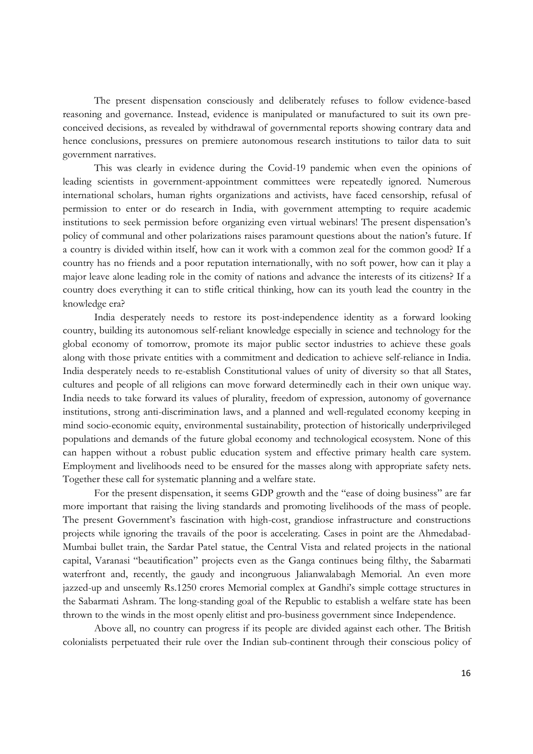The present dispensation consciously and deliberately refuses to follow evidence-based reasoning and governance. Instead, evidence is manipulated or manufactured to suit its own pre-conceived decisions, as revealed by withdrawal of governmental reports showing contrary data and hence conclusions, pressures on premiere autonomous research institutions to tailor data to suit government narratives.

This was clearly in evidence during the Covid-19 pandemic when even the opinions of leading scientists in government-appointment committees were repeatedly ignored. Numerous international scholars, human rights organizations and activists, have faced censorship, refusal of permission to enter or do research in India, with government attempting to require academic institutions to seek permission before organizing even virtual webinars! The present dispensation's policy of communal and other polarizations raises paramount questions about the nation's future. If a country is divided within itself, how can it work with a common zeal for the common good? If a country has no friends and a poor reputation internationally, with no soft power, how can it play a major leave alone leading role in the comity of nations and advance the interests of its citizens? If a country does everything it can to stifle critical thinking, how can its youth lead the country in the knowledge era?

India desperately needs to restore its post-independence identity as a forward looking country, building its autonomous self-reliant knowledge especially in science and technology for the global economy of tomorrow, promote its major public sector industries to achieve these goals along with those private entities with a commitment and dedication to achieve self-reliance in India. India desperately needs to re-establish Constitutional values of unity of diversity so that all States, cultures and people of all religions can move forward determinedly each in their own unique way. India needs to take forward its values of plurality, freedom of expression, autonomy of governance institutions, strong anti-discrimination laws, and a planned and well-regulated economy keeping in mind socio-economic equity, environmental sustainability, protection of historically underprivileged populations and demands of the future global economy and technological ecosystem. None of this can happen without a robust public education system and effective primary health care system. Employment and livelihoods need to be ensured for the masses along with appropriate safety nets. Together these call for systematic planning and a welfare state.

For the present dispensation, it seems GDP growth and the "ease of doing business" are far more important that raising the living standards and promoting livelihoods of the mass of people. The present Government's fascination with high-cost, grandiose infrastructure and constructions projects while ignoring the travails of the poor is accelerating. Cases in point are the Ahmedabad-Mumbai bullet train, the Sardar Patel statue, the Central Vista and related projects in the national capital, Varanasi "beautification" projects even as the Ganga continues being filthy, the Sabarmati waterfront and, recently, the gaudy and incongruous Jalianwalabagh Memorial. An even more jazzed-up and unseemly Rs.1250 crores Memorial complex at Gandhi's simple cottage structures in the Sabarmati Ashram. The long-standing goal of the Republic to establish a welfare state has been thrown to the winds in the most openly elitist and pro-business government since Independence.

Above all, no country can progress if its people are divided against each other. The British colonialists perpetuated their rule over the Indian sub-continent through their conscious policy of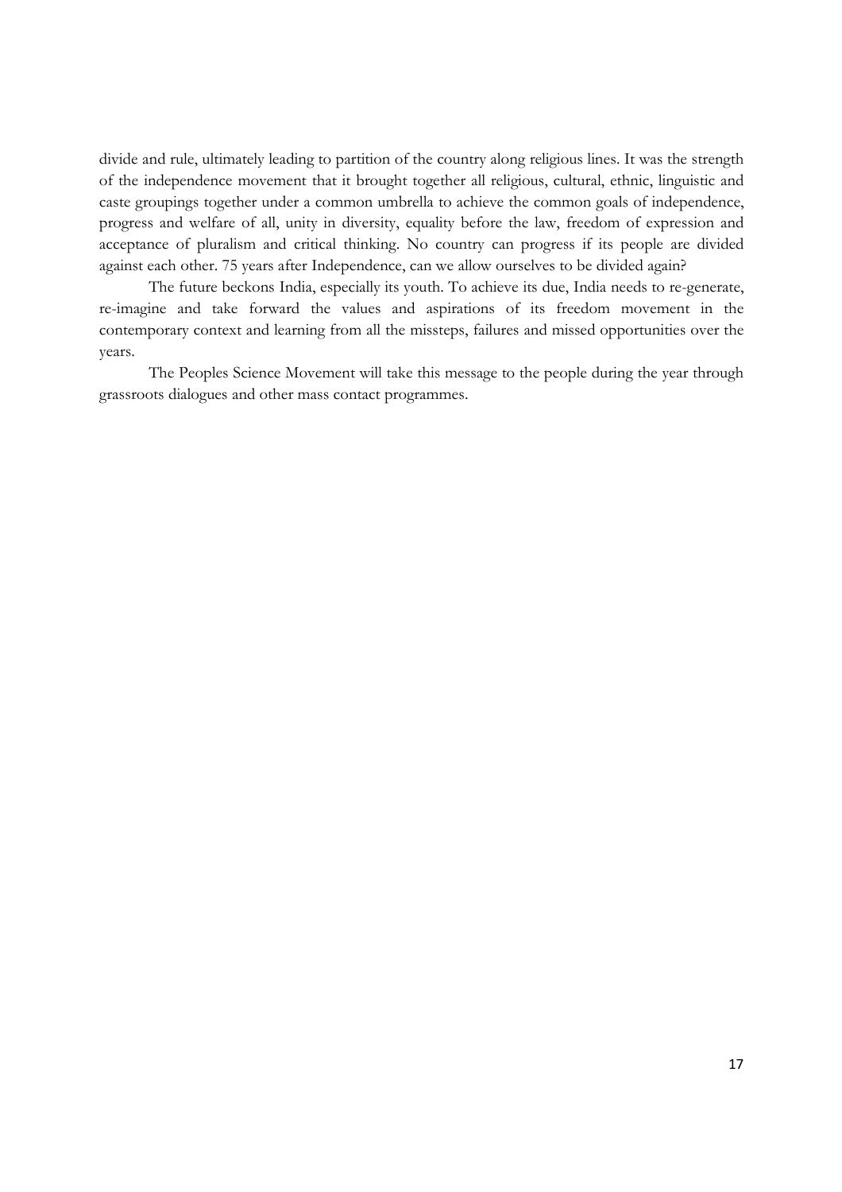divide and rule, ultimately leading to partition of the country along religious lines. It was the strength of the independence movement that it brought together all religious, cultural, ethnic, linguistic and caste groupings together under a common umbrella to achieve the common goals of independence, progress and welfare of all, unity in diversity, equality before the law, freedom of expression and acceptance of pluralism and critical thinking. No country can progress if its people are divided against each other. 75 years after Independence, can we allow ourselves to be divided again?

The future beckons India, especially its youth. To achieve its due, India needs to re-generate, re-imagine and take forward the values and aspirations of its freedom movement in the contemporary context and learning from all the missteps, failures and missed opportunities over the years.

The Peoples Science Movement will take this message to the people during the year through grassroots dialogues and other mass contact programmes.